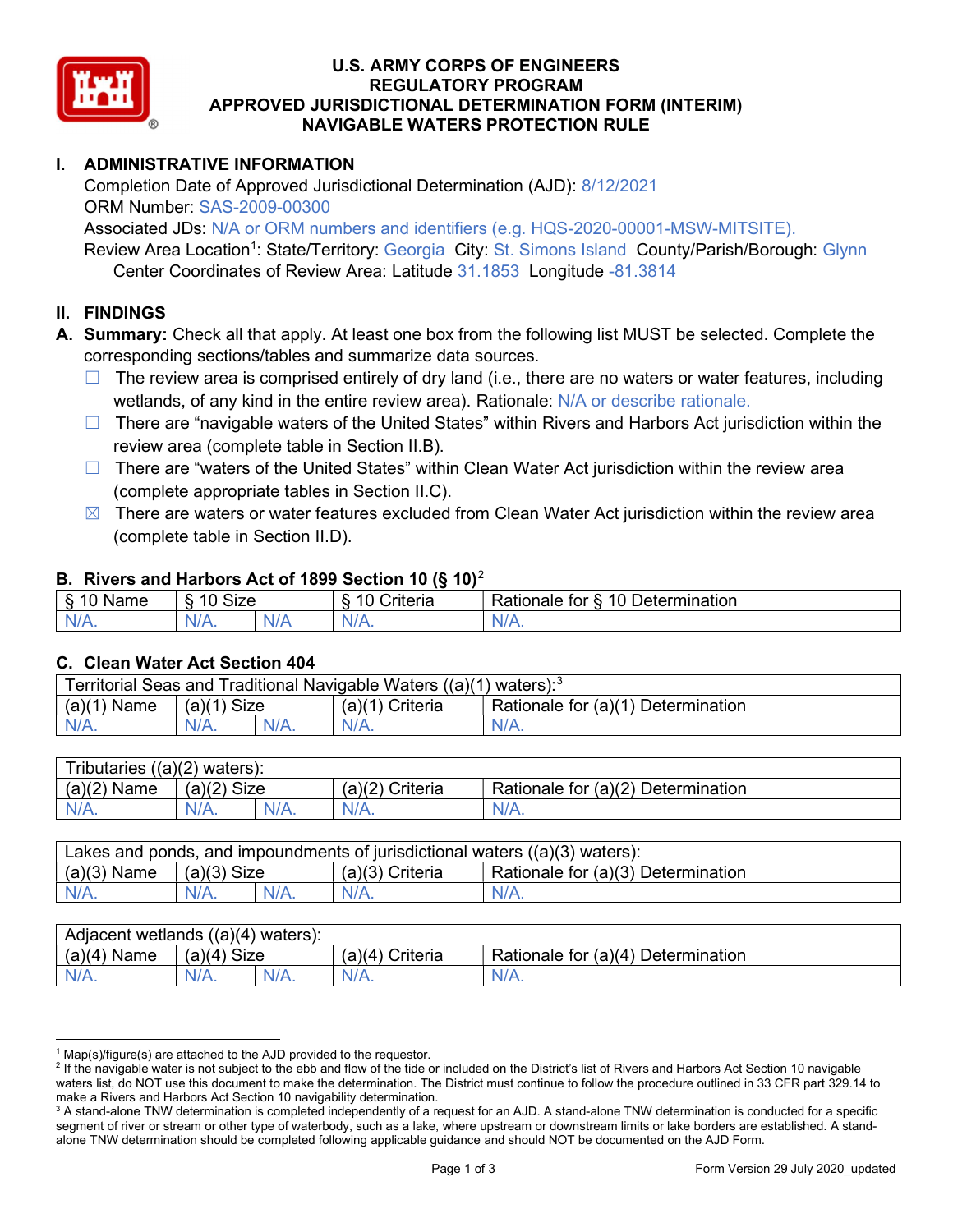# U.S. ARMY CORPS OF ENGINEERS
# REGULATORY PROGRAM
# APPROVED JURISDICTIONAL DETERMINATION FORM (INTERIM)
# NAVIGABLE WATERS PROTECTION RULE

## I. ADMINISTRATIVE INFORMATION

Completion Date of Approved Jurisdictional Determination (AJD): 8/12/2021
ORM Number: SAS-2009-00300
Associated JDs: N/A or ORM numbers and identifiers (e.g. HQS-2020-00001-MSW-MITSITE).
Review Area Location[1]: State/Territory: Georgia City: St. Simons Island County/Parish/Borough: Glynn
Center Coordinates of Review Area: Latitude 31.1853 Longitude -81.3814

## II. FINDINGS

**A. Summary:** Check all that apply. At least one box from the following list MUST be selected. Complete the corresponding sections/tables and summarize data sources.

- ☐ The review area is comprised entirely of dry land (i.e., there are no waters or water features, including wetlands, of any kind in the entire review area). Rationale: N/A or describe rationale.
- ☐ There are "navigable waters of the United States" within Rivers and Harbors Act jurisdiction within the review area (complete table in Section II.B).
- ☐ There are "waters of the United States" within Clean Water Act jurisdiction within the review area (complete appropriate tables in Section II.C).
- ☒ There are waters or water features excluded from Clean Water Act jurisdiction within the review area (complete table in Section II.D).

### B. Rivers and Harbors Act of 1899 Section 10 (§ 10)[2]

| § 10 Name | § 10 Size | | § 10 Criteria | Rationale for § 10 Determination |
|---|---|---|---|---|
| N/A. | N/A. | N/A | N/A. | N/A. |

### C. Clean Water Act Section 404

| Territorial Seas and Traditional Navigable Waters ((a)(1) waters):[3] | | | | |
|---|---|---|---|---|
| (a)(1) Name | (a)(1) Size | | (a)(1) Criteria | Rationale for (a)(1) Determination |
| N/A. | N/A. | N/A. | N/A. | N/A. |

| Tributaries ((a)(2) waters): | | | | |
|---|---|---|---|---|
| (a)(2) Name | (a)(2) Size | | (a)(2) Criteria | Rationale for (a)(2) Determination |
| N/A. | N/A. | N/A. | N/A. | N/A. |

| Lakes and ponds, and impoundments of jurisdictional waters ((a)(3) waters): | | | | |
|---|---|---|---|---|
| (a)(3) Name | (a)(3) Size | | (a)(3) Criteria | Rationale for (a)(3) Determination |
| N/A. | N/A. | N/A. | N/A. | N/A. |

| Adjacent wetlands ((a)(4) waters): | | | | |
|---|---|---|---|---|
| (a)(4) Name | (a)(4) Size | | (a)(4) Criteria | Rationale for (a)(4) Determination |
| N/A. | N/A. | N/A. | N/A. | N/A. |

---

[1] Map(s)/figure(s) are attached to the AJD provided to the requestor.

[2] If the navigable water is not subject to the ebb and flow of the tide or included on the District's list of Rivers and Harbors Act Section 10 navigable waters list, do NOT use this document to make the determination. The District must continue to follow the procedure outlined in 33 CFR part 329.14 to make a Rivers and Harbors Act Section 10 navigability determination.

[3] A stand-alone TNW determination is completed independently of a request for an AJD. A stand-alone TNW determination is conducted for a specific segment of river or stream or other type of waterbody, such as a lake, where upstream or downstream limits or lake borders are established. A stand-alone TNW determination should be completed following applicable guidance and should NOT be documented on the AJD Form.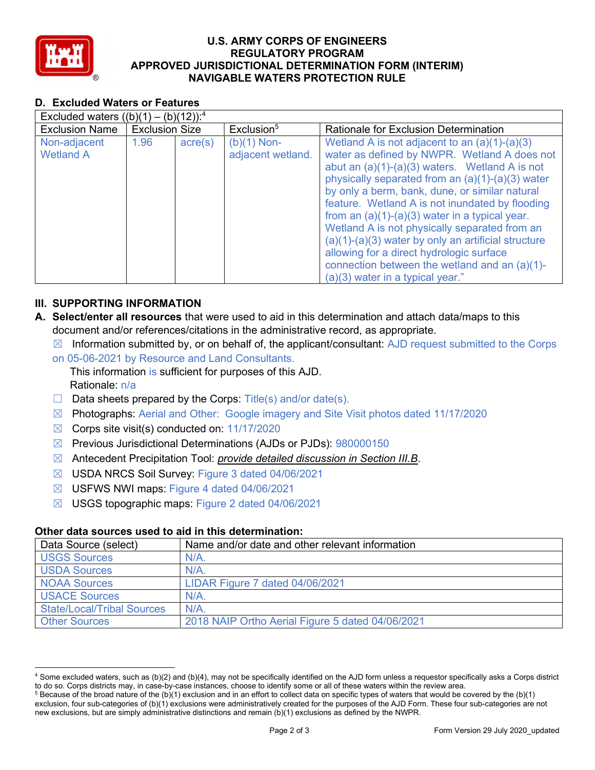## D. Excluded Waters or Features

| Excluded waters ((b)(1) – (b)(12)):[4] | | | | |
|---|---|---|---|---|
| Exclusion Name | Exclusion Size | | Exclusion[5] | Rationale for Exclusion Determination |
| Non-adjacent Wetland A | 1.96 | acre(s) | (b)(1) Non-adjacent wetland. | Wetland A is not adjacent to an (a)(1)-(a)(3) water as defined by NWPR. Wetland A does not abut an (a)(1)-(a)(3) waters. Wetland A is not physically separated from an (a)(1)-(a)(3) water by only a berm, bank, dune, or similar natural feature. Wetland A is not inundated by flooding from an (a)(1)-(a)(3) water in a typical year. Wetland A is not physically separated from an (a)(1)-(a)(3) water by only an artificial structure allowing for a direct hydrologic surface connection between the wetland and an (a)(1)-(a)(3) water in a typical year." |

## III. SUPPORTING INFORMATION

**A. Select/enter all resources** that were used to aid in this determination and attach data/maps to this document and/or references/citations in the administrative record, as appropriate.

☒ Information submitted by, or on behalf of, the applicant/consultant: AJD request submitted to the Corps on 05-06-2021 by Resource and Land Consultants.
This information is sufficient for purposes of this AJD.
Rationale: n/a

☐ Data sheets prepared by the Corps: Title(s) and/or date(s).

☒ Photographs: Aerial and Other: Google imagery and Site Visit photos dated 11/17/2020

☒ Corps site visit(s) conducted on: 11/17/2020

☒ Previous Jurisdictional Determinations (AJDs or PJDs): 980000150

☒ Antecedent Precipitation Tool: *provide detailed discussion in Section III.B*.

☒ USDA NRCS Soil Survey: Figure 3 dated 04/06/2021

☒ USFWS NWI maps: Figure 4 dated 04/06/2021

☒ USGS topographic maps: Figure 2 dated 04/06/2021

### Other data sources used to aid in this determination:

| Data Source (select) | Name and/or date and other relevant information |
|---|---|
| USGS Sources | N/A. |
| USDA Sources | N/A. |
| NOAA Sources | LIDAR Figure 7 dated 04/06/2021 |
| USACE Sources | N/A. |
| State/Local/Tribal Sources | N/A. |
| Other Sources | 2018 NAIP Ortho Aerial Figure 5 dated 04/06/2021 |

[4] Some excluded waters, such as (b)(2) and (b)(4), may not be specifically identified on the AJD form unless a requestor specifically asks a Corps district to do so. Corps districts may, in case-by-case instances, choose to identify some or all of these waters within the review area.

[5] Because of the broad nature of the (b)(1) exclusion and in an effort to collect data on specific types of waters that would be covered by the (b)(1) exclusion, four sub-categories of (b)(1) exclusions were administratively created for the purposes of the AJD Form. These four sub-categories are not new exclusions, but are simply administrative distinctions and remain (b)(1) exclusions as defined by the NWPR.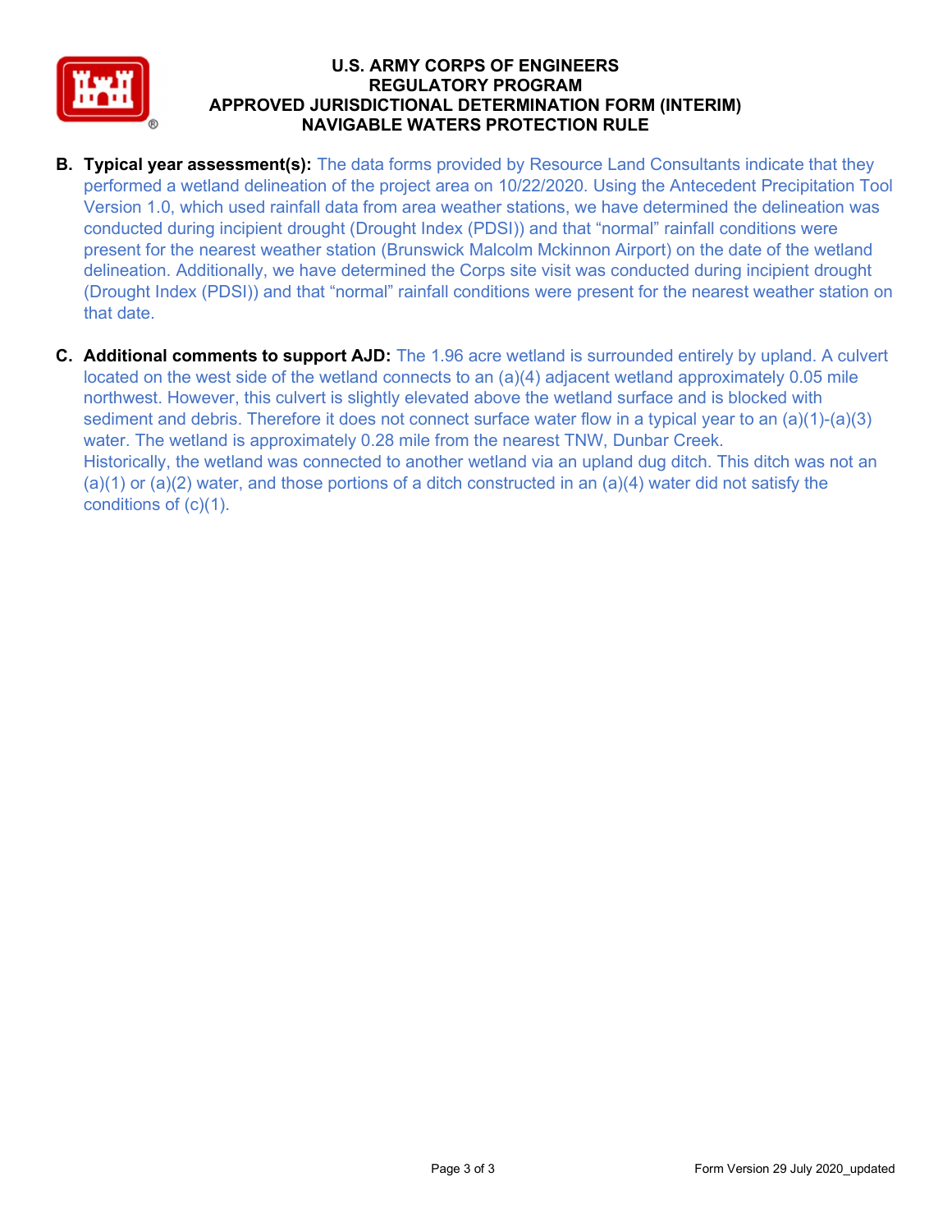**B. Typical year assessment(s):** The data forms provided by Resource Land Consultants indicate that they performed a wetland delineation of the project area on 10/22/2020. Using the Antecedent Precipitation Tool Version 1.0, which used rainfall data from area weather stations, we have determined the delineation was conducted during incipient drought (Drought Index (PDSI)) and that "normal" rainfall conditions were present for the nearest weather station (Brunswick Malcolm Mckinnon Airport) on the date of the wetland delineation. Additionally, we have determined the Corps site visit was conducted during incipient drought (Drought Index (PDSI)) and that "normal" rainfall conditions were present for the nearest weather station on that date.

**C. Additional comments to support AJD:** The 1.96 acre wetland is surrounded entirely by upland. A culvert located on the west side of the wetland connects to an (a)(4) adjacent wetland approximately 0.05 mile northwest. However, this culvert is slightly elevated above the wetland surface and is blocked with sediment and debris. Therefore it does not connect surface water flow in a typical year to an (a)(1)-(a)(3) water. The wetland is approximately 0.28 mile from the nearest TNW, Dunbar Creek.
Historically, the wetland was connected to another wetland via an upland dug ditch. This ditch was not an (a)(1) or (a)(2) water, and those portions of a ditch constructed in an (a)(4) water did not satisfy the conditions of (c)(1).